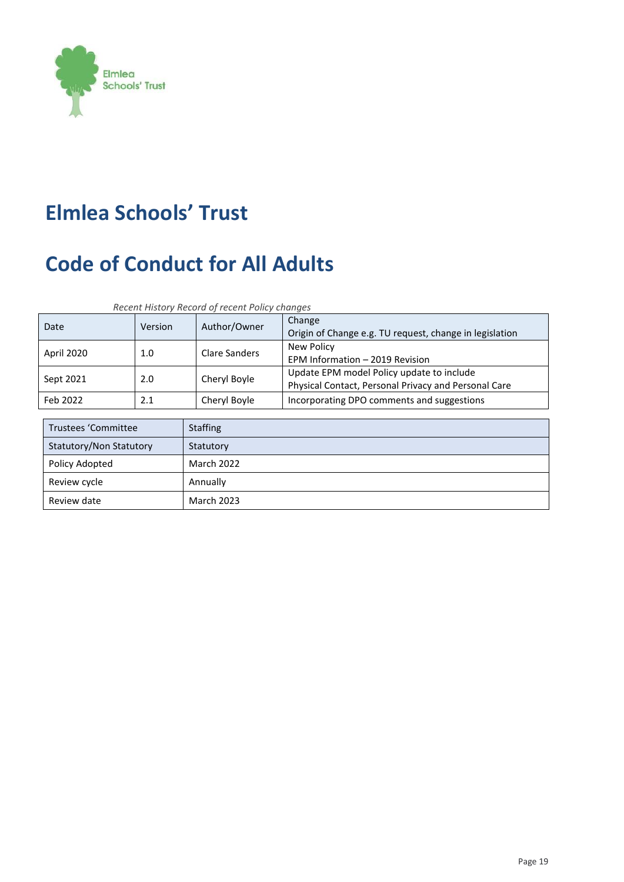Elmlea Schools' Trust

# Elmlea Schools' Trust

# Code of Conduct for All Adults

*Recent History Record of recent Policy changes*

| Date | Version | Author/Owner | Change<br>Origin of Change e.g. TU request, change in legislation |
|---|---|---|---|
| April 2020 | 1.0 | Clare Sanders | New Policy<br>EPM Information – 2019 Revision |
| Sept 2021 | 2.0 | Cheryl Boyle | Update EPM model Policy update to include<br>Physical Contact, Personal Privacy and Personal Care |
| Feb 2022 | 2.1 | Cheryl Boyle | Incorporating DPO comments and suggestions |

| Trustees 'Committee | Staffing |
|---|---|
| Statutory/Non Statutory | Statutory |
| Policy Adopted | March 2022 |
| Review cycle | Annually |
| Review date | March 2023 |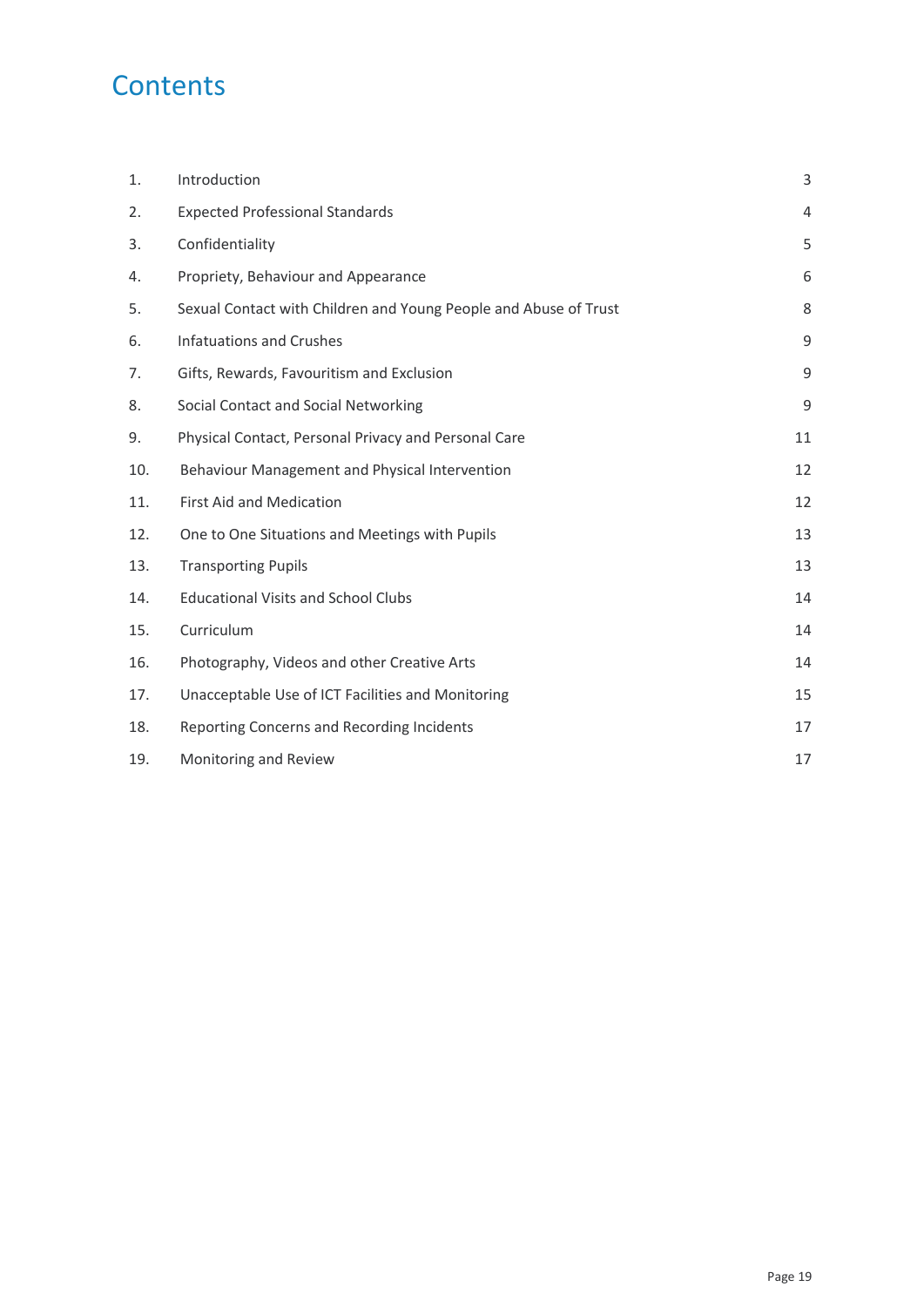# Contents

| | | |
|---|---|---|
| 1. | Introduction | 3 |
| 2. | Expected Professional Standards | 4 |
| 3. | Confidentiality | 5 |
| 4. | Propriety, Behaviour and Appearance | 6 |
| 5. | Sexual Contact with Children and Young People and Abuse of Trust | 8 |
| 6. | Infatuations and Crushes | 9 |
| 7. | Gifts, Rewards, Favouritism and Exclusion | 9 |
| 8. | Social Contact and Social Networking | 9 |
| 9. | Physical Contact, Personal Privacy and Personal Care | 11 |
| 10. | Behaviour Management and Physical Intervention | 12 |
| 11. | First Aid and Medication | 12 |
| 12. | One to One Situations and Meetings with Pupils | 13 |
| 13. | Transporting Pupils | 13 |
| 14. | Educational Visits and School Clubs | 14 |
| 15. | Curriculum | 14 |
| 16. | Photography, Videos and other Creative Arts | 14 |
| 17. | Unacceptable Use of ICT Facilities and Monitoring | 15 |
| 18. | Reporting Concerns and Recording Incidents | 17 |
| 19. | Monitoring and Review | 17 |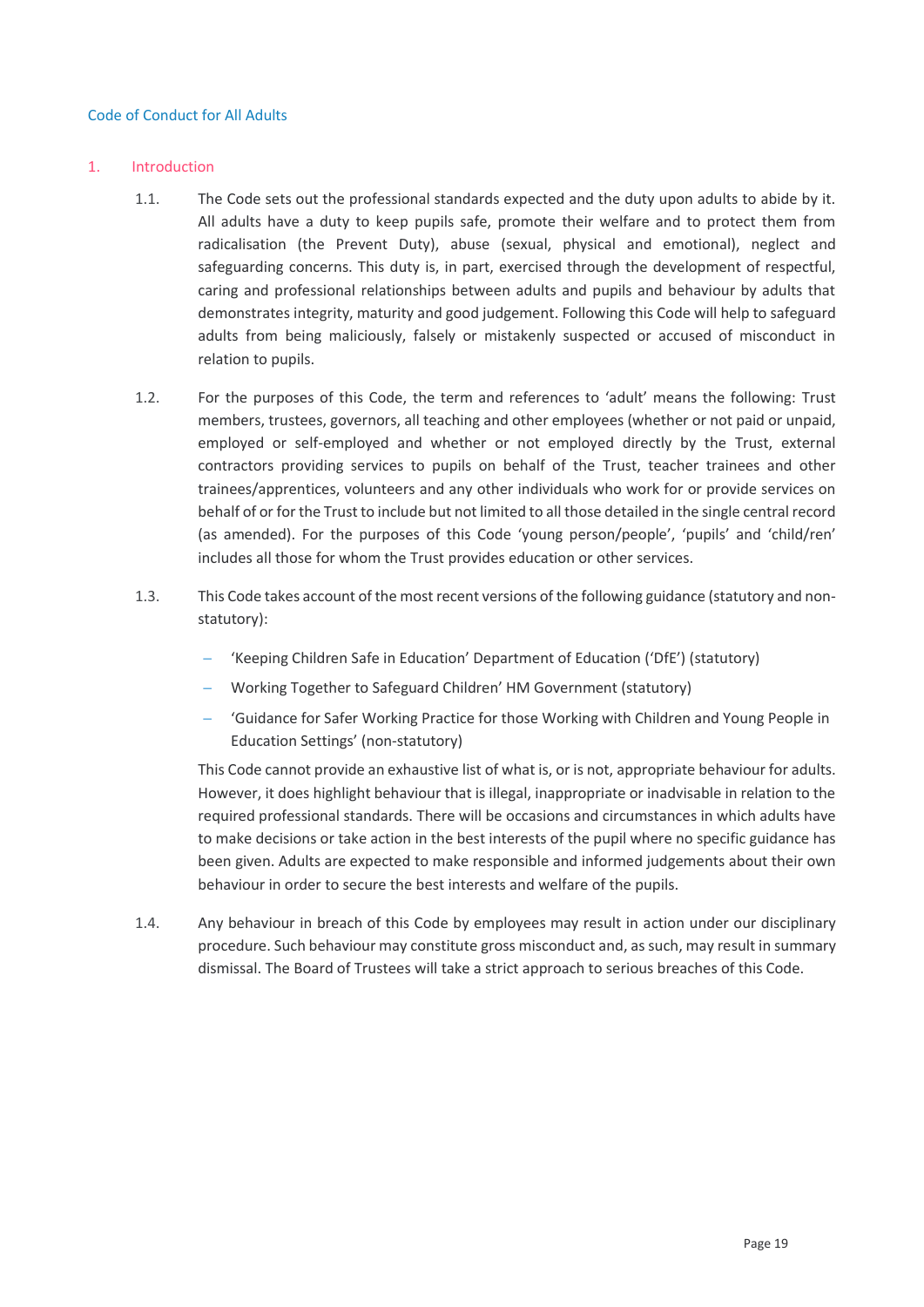# Code of Conduct for All Adults

## 1. Introduction

1.1. The Code sets out the professional standards expected and the duty upon adults to abide by it. All adults have a duty to keep pupils safe, promote their welfare and to protect them from radicalisation (the Prevent Duty), abuse (sexual, physical and emotional), neglect and safeguarding concerns. This duty is, in part, exercised through the development of respectful, caring and professional relationships between adults and pupils and behaviour by adults that demonstrates integrity, maturity and good judgement. Following this Code will help to safeguard adults from being maliciously, falsely or mistakenly suspected or accused of misconduct in relation to pupils.

1.2. For the purposes of this Code, the term and references to 'adult' means the following: Trust members, trustees, governors, all teaching and other employees (whether or not paid or unpaid, employed or self-employed and whether or not employed directly by the Trust, external contractors providing services to pupils on behalf of the Trust, teacher trainees and other trainees/apprentices, volunteers and any other individuals who work for or provide services on behalf of or for the Trust to include but not limited to all those detailed in the single central record (as amended). For the purposes of this Code 'young person/people', 'pupils' and 'child/ren' includes all those for whom the Trust provides education or other services.

1.3. This Code takes account of the most recent versions of the following guidance (statutory and non-statutory):

- 'Keeping Children Safe in Education' Department of Education ('DfE') (statutory)
- Working Together to Safeguard Children' HM Government (statutory)
- 'Guidance for Safer Working Practice for those Working with Children and Young People in Education Settings' (non-statutory)

This Code cannot provide an exhaustive list of what is, or is not, appropriate behaviour for adults. However, it does highlight behaviour that is illegal, inappropriate or inadvisable in relation to the required professional standards. There will be occasions and circumstances in which adults have to make decisions or take action in the best interests of the pupil where no specific guidance has been given. Adults are expected to make responsible and informed judgements about their own behaviour in order to secure the best interests and welfare of the pupils.

1.4. Any behaviour in breach of this Code by employees may result in action under our disciplinary procedure. Such behaviour may constitute gross misconduct and, as such, may result in summary dismissal. The Board of Trustees will take a strict approach to serious breaches of this Code.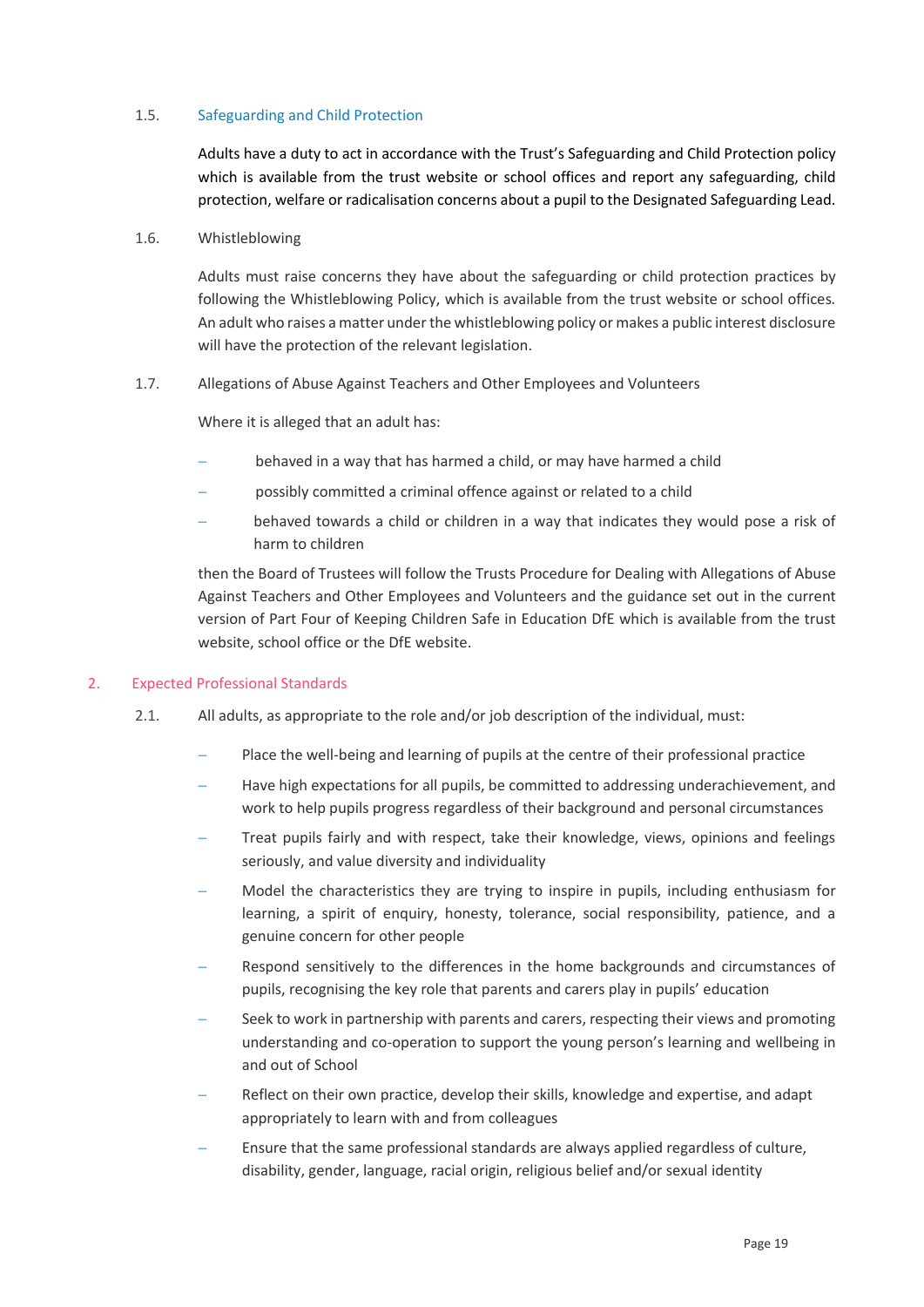### 1.5. Safeguarding and Child Protection

Adults have a duty to act in accordance with the Trust's Safeguarding and Child Protection policy which is available from the trust website or school offices and report any safeguarding, child protection, welfare or radicalisation concerns about a pupil to the Designated Safeguarding Lead.

### 1.6. Whistleblowing

Adults must raise concerns they have about the safeguarding or child protection practices by following the Whistleblowing Policy, which is available from the trust website or school offices. An adult who raises a matter under the whistleblowing policy or makes a public interest disclosure will have the protection of the relevant legislation.

### 1.7. Allegations of Abuse Against Teachers and Other Employees and Volunteers

Where it is alleged that an adult has:

- behaved in a way that has harmed a child, or may have harmed a child
- possibly committed a criminal offence against or related to a child
- behaved towards a child or children in a way that indicates they would pose a risk of harm to children

then the Board of Trustees will follow the Trusts Procedure for Dealing with Allegations of Abuse Against Teachers and Other Employees and Volunteers and the guidance set out in the current version of Part Four of Keeping Children Safe in Education DfE which is available from the trust website, school office or the DfE website.

## 2. Expected Professional Standards

2.1. All adults, as appropriate to the role and/or job description of the individual, must:

- Place the well-being and learning of pupils at the centre of their professional practice
- Have high expectations for all pupils, be committed to addressing underachievement, and work to help pupils progress regardless of their background and personal circumstances
- Treat pupils fairly and with respect, take their knowledge, views, opinions and feelings seriously, and value diversity and individuality
- Model the characteristics they are trying to inspire in pupils, including enthusiasm for learning, a spirit of enquiry, honesty, tolerance, social responsibility, patience, and a genuine concern for other people
- Respond sensitively to the differences in the home backgrounds and circumstances of pupils, recognising the key role that parents and carers play in pupils' education
- Seek to work in partnership with parents and carers, respecting their views and promoting understanding and co-operation to support the young person's learning and wellbeing in and out of School
- Reflect on their own practice, develop their skills, knowledge and expertise, and adapt appropriately to learn with and from colleagues
- Ensure that the same professional standards are always applied regardless of culture, disability, gender, language, racial origin, religious belief and/or sexual identity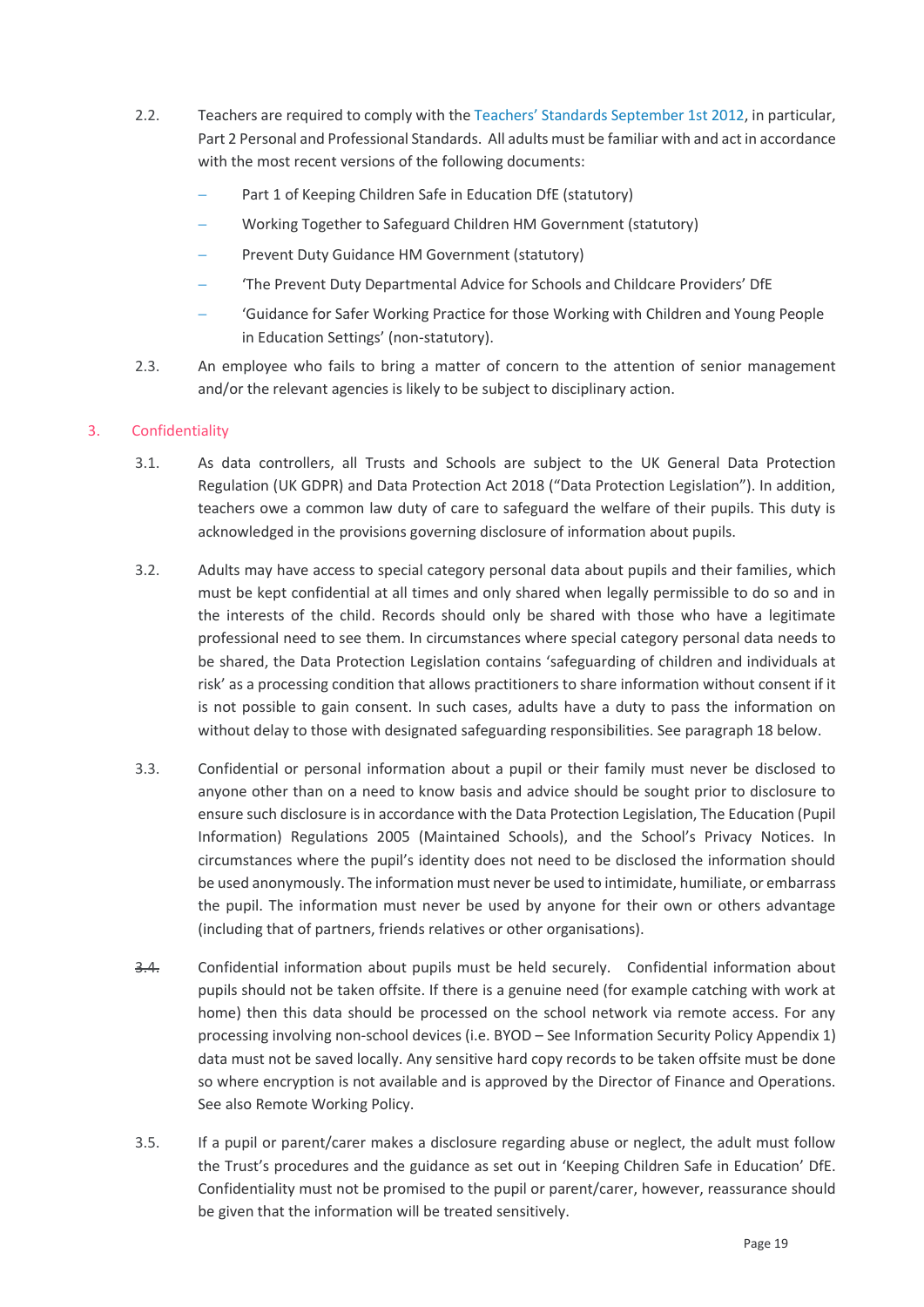2.2. Teachers are required to comply with the Teachers' Standards September 1st 2012, in particular, Part 2 Personal and Professional Standards. All adults must be familiar with and act in accordance with the most recent versions of the following documents:

- Part 1 of Keeping Children Safe in Education DfE (statutory)
- Working Together to Safeguard Children HM Government (statutory)
- Prevent Duty Guidance HM Government (statutory)
- 'The Prevent Duty Departmental Advice for Schools and Childcare Providers' DfE
- 'Guidance for Safer Working Practice for those Working with Children and Young People in Education Settings' (non-statutory).

2.3. An employee who fails to bring a matter of concern to the attention of senior management and/or the relevant agencies is likely to be subject to disciplinary action.

## 3. Confidentiality

3.1. As data controllers, all Trusts and Schools are subject to the UK General Data Protection Regulation (UK GDPR) and Data Protection Act 2018 ("Data Protection Legislation"). In addition, teachers owe a common law duty of care to safeguard the welfare of their pupils. This duty is acknowledged in the provisions governing disclosure of information about pupils.

3.2. Adults may have access to special category personal data about pupils and their families, which must be kept confidential at all times and only shared when legally permissible to do so and in the interests of the child. Records should only be shared with those who have a legitimate professional need to see them. In circumstances where special category personal data needs to be shared, the Data Protection Legislation contains 'safeguarding of children and individuals at risk' as a processing condition that allows practitioners to share information without consent if it is not possible to gain consent. In such cases, adults have a duty to pass the information on without delay to those with designated safeguarding responsibilities. See paragraph 18 below.

3.3. Confidential or personal information about a pupil or their family must never be disclosed to anyone other than on a need to know basis and advice should be sought prior to disclosure to ensure such disclosure is in accordance with the Data Protection Legislation, The Education (Pupil Information) Regulations 2005 (Maintained Schools), and the School's Privacy Notices. In circumstances where the pupil's identity does not need to be disclosed the information should be used anonymously. The information must never be used to intimidate, humiliate, or embarrass the pupil. The information must never be used by anyone for their own or others advantage (including that of partners, friends relatives or other organisations).

~~3.4.~~ Confidential information about pupils must be held securely. Confidential information about pupils should not be taken offsite. If there is a genuine need (for example catching with work at home) then this data should be processed on the school network via remote access. For any processing involving non-school devices (i.e. BYOD – See Information Security Policy Appendix 1) data must not be saved locally. Any sensitive hard copy records to be taken offsite must be done so where encryption is not available and is approved by the Director of Finance and Operations. See also Remote Working Policy.

3.5. If a pupil or parent/carer makes a disclosure regarding abuse or neglect, the adult must follow the Trust's procedures and the guidance as set out in 'Keeping Children Safe in Education' DfE. Confidentiality must not be promised to the pupil or parent/carer, however, reassurance should be given that the information will be treated sensitively.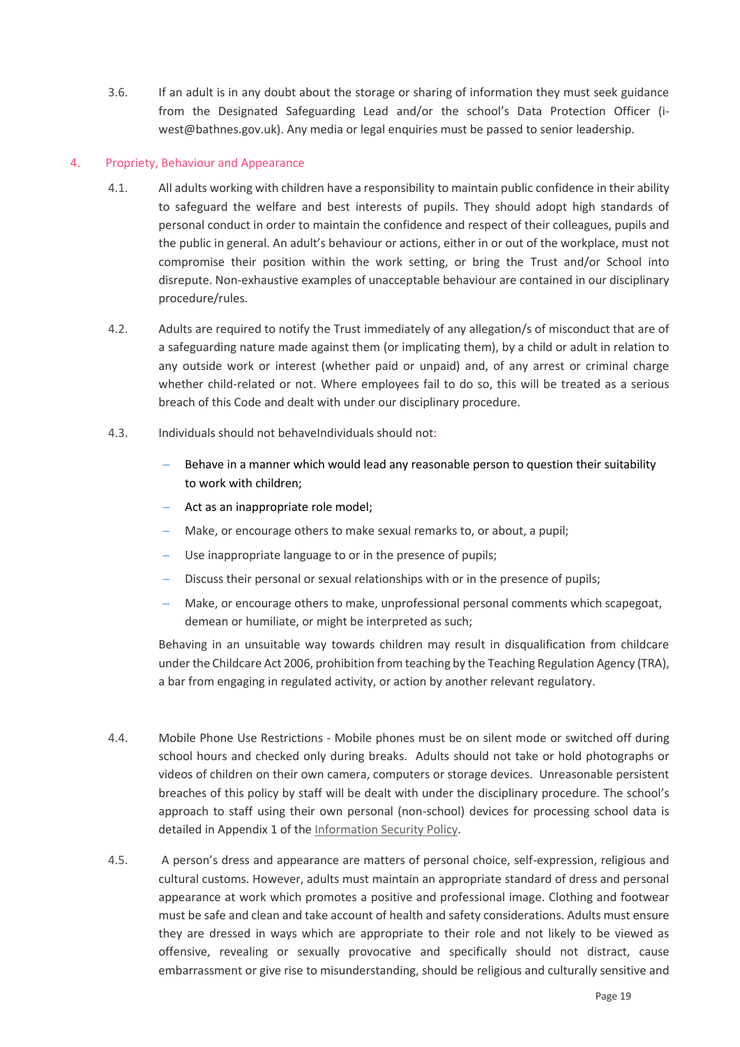3.6. If an adult is in any doubt about the storage or sharing of information they must seek guidance from the Designated Safeguarding Lead and/or the school's Data Protection Officer (i-west@bathnes.gov.uk). Any media or legal enquiries must be passed to senior leadership.

## 4. Propriety, Behaviour and Appearance

4.1. All adults working with children have a responsibility to maintain public confidence in their ability to safeguard the welfare and best interests of pupils. They should adopt high standards of personal conduct in order to maintain the confidence and respect of their colleagues, pupils and the public in general. An adult's behaviour or actions, either in or out of the workplace, must not compromise their position within the work setting, or bring the Trust and/or School into disrepute. Non-exhaustive examples of unacceptable behaviour are contained in our disciplinary procedure/rules.

4.2. Adults are required to notify the Trust immediately of any allegation/s of misconduct that are of a safeguarding nature made against them (or implicating them), by a child or adult in relation to any outside work or interest (whether paid or unpaid) and, of any arrest or criminal charge whether child-related or not. Where employees fail to do so, this will be treated as a serious breach of this Code and dealt with under our disciplinary procedure.

4.3. Individuals should not behaveIndividuals should not:

- Behave in a manner which would lead any reasonable person to question their suitability to work with children;
- Act as an inappropriate role model;
- Make, or encourage others to make sexual remarks to, or about, a pupil;
- Use inappropriate language to or in the presence of pupils;
- Discuss their personal or sexual relationships with or in the presence of pupils;
- Make, or encourage others to make, unprofessional personal comments which scapegoat, demean or humiliate, or might be interpreted as such;

Behaving in an unsuitable way towards children may result in disqualification from childcare under the Childcare Act 2006, prohibition from teaching by the Teaching Regulation Agency (TRA), a bar from engaging in regulated activity, or action by another relevant regulatory.

4.4. Mobile Phone Use Restrictions - Mobile phones must be on silent mode or switched off during school hours and checked only during breaks. Adults should not take or hold photographs or videos of children on their own camera, computers or storage devices. Unreasonable persistent breaches of this policy by staff will be dealt with under the disciplinary procedure. The school's approach to staff using their own personal (non-school) devices for processing school data is detailed in Appendix 1 of the Information Security Policy.

4.5. A person's dress and appearance are matters of personal choice, self-expression, religious and cultural customs. However, adults must maintain an appropriate standard of dress and personal appearance at work which promotes a positive and professional image. Clothing and footwear must be safe and clean and take account of health and safety considerations. Adults must ensure they are dressed in ways which are appropriate to their role and not likely to be viewed as offensive, revealing or sexually provocative and specifically should not distract, cause embarrassment or give rise to misunderstanding, should be religious and culturally sensitive and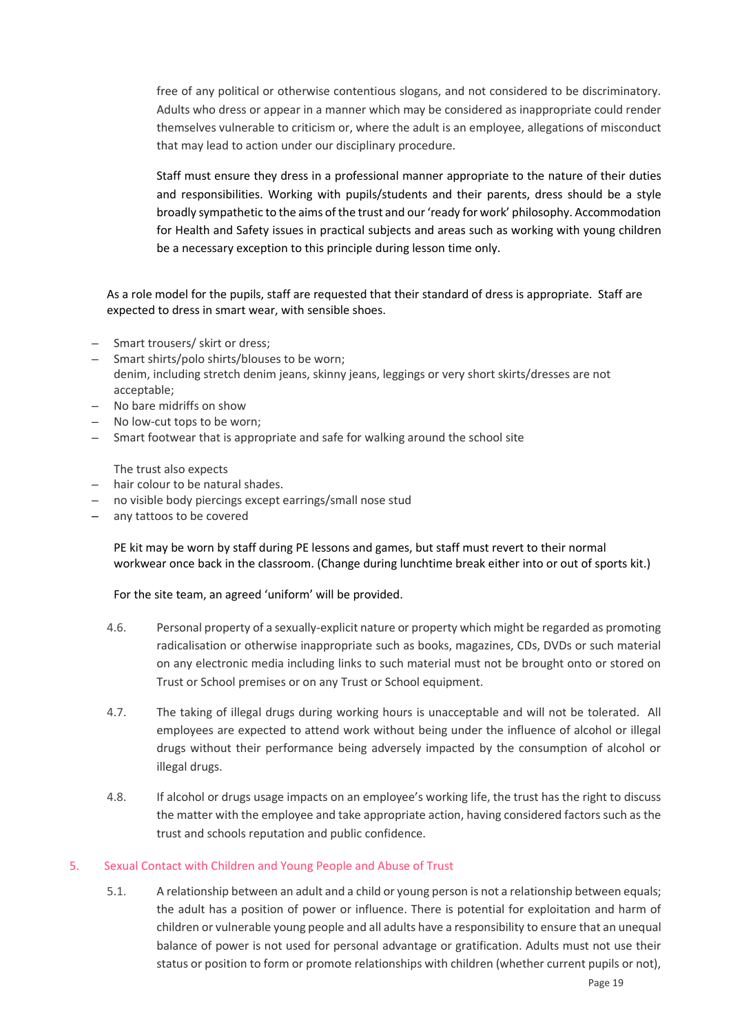free of any political or otherwise contentious slogans, and not considered to be discriminatory. Adults who dress or appear in a manner which may be considered as inappropriate could render themselves vulnerable to criticism or, where the adult is an employee, allegations of misconduct that may lead to action under our disciplinary procedure.

Staff must ensure they dress in a professional manner appropriate to the nature of their duties and responsibilities. Working with pupils/students and their parents, dress should be a style broadly sympathetic to the aims of the trust and our 'ready for work' philosophy. Accommodation for Health and Safety issues in practical subjects and areas such as working with young children be a necessary exception to this principle during lesson time only.

As a role model for the pupils, staff are requested that their standard of dress is appropriate. Staff are expected to dress in smart wear, with sensible shoes.

- Smart trousers/ skirt or dress;
- Smart shirts/polo shirts/blouses to be worn;
  denim, including stretch denim jeans, skinny jeans, leggings or very short skirts/dresses are not acceptable;
- No bare midriffs on show
- No low-cut tops to be worn;
- Smart footwear that is appropriate and safe for walking around the school site

The trust also expects

- hair colour to be natural shades.
- no visible body piercings except earrings/small nose stud
- any tattoos to be covered

PE kit may be worn by staff during PE lessons and games, but staff must revert to their normal workwear once back in the classroom. (Change during lunchtime break either into or out of sports kit.)

For the site team, an agreed 'uniform' will be provided.

4.6. Personal property of a sexually-explicit nature or property which might be regarded as promoting radicalisation or otherwise inappropriate such as books, magazines, CDs, DVDs or such material on any electronic media including links to such material must not be brought onto or stored on Trust or School premises or on any Trust or School equipment.

4.7. The taking of illegal drugs during working hours is unacceptable and will not be tolerated. All employees are expected to attend work without being under the influence of alcohol or illegal drugs without their performance being adversely impacted by the consumption of alcohol or illegal drugs.

4.8. If alcohol or drugs usage impacts on an employee's working life, the trust has the right to discuss the matter with the employee and take appropriate action, having considered factors such as the trust and schools reputation and public confidence.

## 5. Sexual Contact with Children and Young People and Abuse of Trust

5.1. A relationship between an adult and a child or young person is not a relationship between equals; the adult has a position of power or influence. There is potential for exploitation and harm of children or vulnerable young people and all adults have a responsibility to ensure that an unequal balance of power is not used for personal advantage or gratification. Adults must not use their status or position to form or promote relationships with children (whether current pupils or not),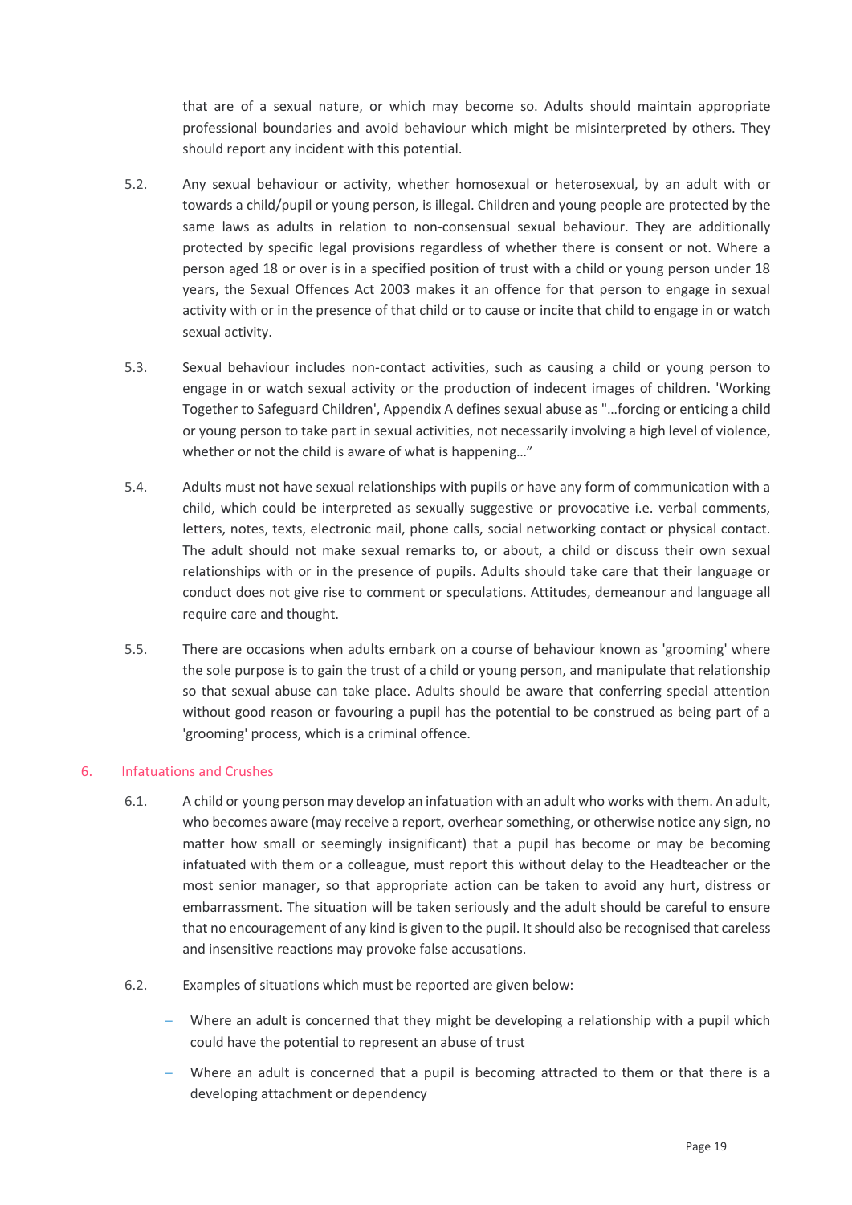that are of a sexual nature, or which may become so. Adults should maintain appropriate professional boundaries and avoid behaviour which might be misinterpreted by others. They should report any incident with this potential.

5.2. Any sexual behaviour or activity, whether homosexual or heterosexual, by an adult with or towards a child/pupil or young person, is illegal. Children and young people are protected by the same laws as adults in relation to non-consensual sexual behaviour. They are additionally protected by specific legal provisions regardless of whether there is consent or not. Where a person aged 18 or over is in a specified position of trust with a child or young person under 18 years, the Sexual Offences Act 2003 makes it an offence for that person to engage in sexual activity with or in the presence of that child or to cause or incite that child to engage in or watch sexual activity.

5.3. Sexual behaviour includes non-contact activities, such as causing a child or young person to engage in or watch sexual activity or the production of indecent images of children. 'Working Together to Safeguard Children', Appendix A defines sexual abuse as "…forcing or enticing a child or young person to take part in sexual activities, not necessarily involving a high level of violence, whether or not the child is aware of what is happening…"

5.4. Adults must not have sexual relationships with pupils or have any form of communication with a child, which could be interpreted as sexually suggestive or provocative i.e. verbal comments, letters, notes, texts, electronic mail, phone calls, social networking contact or physical contact. The adult should not make sexual remarks to, or about, a child or discuss their own sexual relationships with or in the presence of pupils. Adults should take care that their language or conduct does not give rise to comment or speculations. Attitudes, demeanour and language all require care and thought.

5.5. There are occasions when adults embark on a course of behaviour known as 'grooming' where the sole purpose is to gain the trust of a child or young person, and manipulate that relationship so that sexual abuse can take place. Adults should be aware that conferring special attention without good reason or favouring a pupil has the potential to be construed as being part of a 'grooming' process, which is a criminal offence.

## 6. Infatuations and Crushes

6.1. A child or young person may develop an infatuation with an adult who works with them. An adult, who becomes aware (may receive a report, overhear something, or otherwise notice any sign, no matter how small or seemingly insignificant) that a pupil has become or may be becoming infatuated with them or a colleague, must report this without delay to the Headteacher or the most senior manager, so that appropriate action can be taken to avoid any hurt, distress or embarrassment. The situation will be taken seriously and the adult should be careful to ensure that no encouragement of any kind is given to the pupil. It should also be recognised that careless and insensitive reactions may provoke false accusations.

6.2. Examples of situations which must be reported are given below:

- Where an adult is concerned that they might be developing a relationship with a pupil which could have the potential to represent an abuse of trust
- Where an adult is concerned that a pupil is becoming attracted to them or that there is a developing attachment or dependency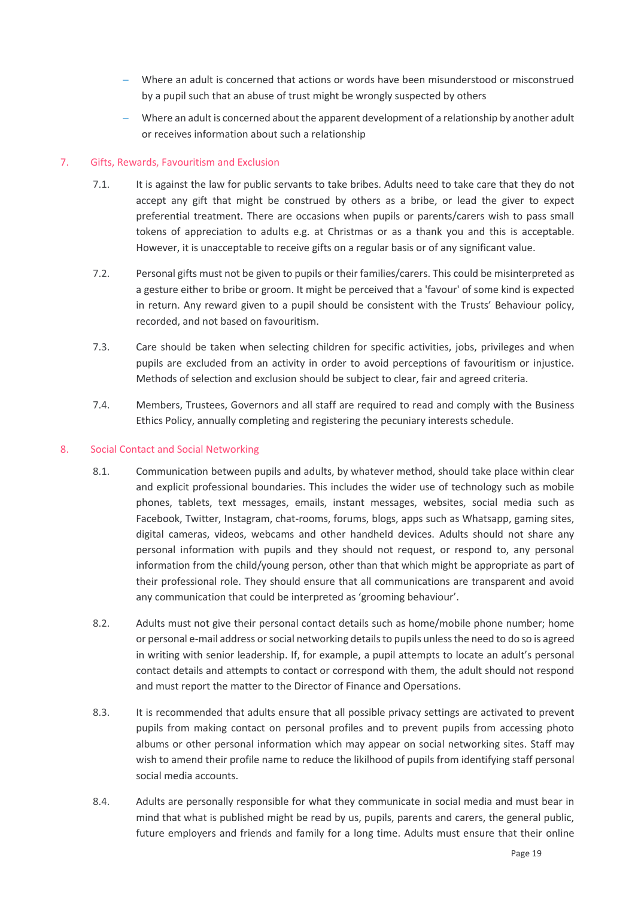- Where an adult is concerned that actions or words have been misunderstood or misconstrued by a pupil such that an abuse of trust might be wrongly suspected by others
- Where an adult is concerned about the apparent development of a relationship by another adult or receives information about such a relationship

## 7. Gifts, Rewards, Favouritism and Exclusion

7.1. It is against the law for public servants to take bribes. Adults need to take care that they do not accept any gift that might be construed by others as a bribe, or lead the giver to expect preferential treatment. There are occasions when pupils or parents/carers wish to pass small tokens of appreciation to adults e.g. at Christmas or as a thank you and this is acceptable. However, it is unacceptable to receive gifts on a regular basis or of any significant value.

7.2. Personal gifts must not be given to pupils or their families/carers. This could be misinterpreted as a gesture either to bribe or groom. It might be perceived that a 'favour' of some kind is expected in return. Any reward given to a pupil should be consistent with the Trusts' Behaviour policy, recorded, and not based on favouritism.

7.3. Care should be taken when selecting children for specific activities, jobs, privileges and when pupils are excluded from an activity in order to avoid perceptions of favouritism or injustice. Methods of selection and exclusion should be subject to clear, fair and agreed criteria.

7.4. Members, Trustees, Governors and all staff are required to read and comply with the Business Ethics Policy, annually completing and registering the pecuniary interests schedule.

## 8. Social Contact and Social Networking

8.1. Communication between pupils and adults, by whatever method, should take place within clear and explicit professional boundaries. This includes the wider use of technology such as mobile phones, tablets, text messages, emails, instant messages, websites, social media such as Facebook, Twitter, Instagram, chat-rooms, forums, blogs, apps such as Whatsapp, gaming sites, digital cameras, videos, webcams and other handheld devices. Adults should not share any personal information with pupils and they should not request, or respond to, any personal information from the child/young person, other than that which might be appropriate as part of their professional role. They should ensure that all communications are transparent and avoid any communication that could be interpreted as 'grooming behaviour'.

8.2. Adults must not give their personal contact details such as home/mobile phone number; home or personal e-mail address or social networking details to pupils unless the need to do so is agreed in writing with senior leadership. If, for example, a pupil attempts to locate an adult's personal contact details and attempts to contact or correspond with them, the adult should not respond and must report the matter to the Director of Finance and Opersations.

8.3. It is recommended that adults ensure that all possible privacy settings are activated to prevent pupils from making contact on personal profiles and to prevent pupils from accessing photo albums or other personal information which may appear on social networking sites. Staff may wish to amend their profile name to reduce the likilhood of pupils from identifying staff personal social media accounts.

8.4. Adults are personally responsible for what they communicate in social media and must bear in mind that what is published might be read by us, pupils, parents and carers, the general public, future employers and friends and family for a long time. Adults must ensure that their online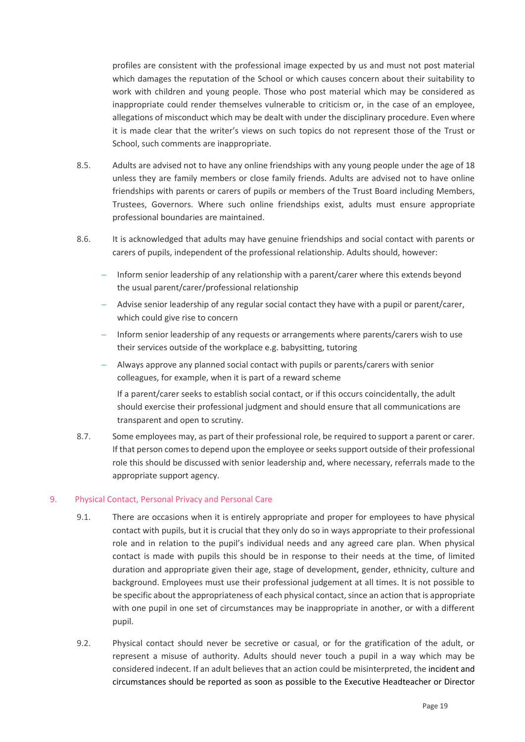profiles are consistent with the professional image expected by us and must not post material which damages the reputation of the School or which causes concern about their suitability to work with children and young people. Those who post material which may be considered as inappropriate could render themselves vulnerable to criticism or, in the case of an employee, allegations of misconduct which may be dealt with under the disciplinary procedure. Even where it is made clear that the writer's views on such topics do not represent those of the Trust or School, such comments are inappropriate.

8.5. Adults are advised not to have any online friendships with any young people under the age of 18 unless they are family members or close family friends. Adults are advised not to have online friendships with parents or carers of pupils or members of the Trust Board including Members, Trustees, Governors. Where such online friendships exist, adults must ensure appropriate professional boundaries are maintained.

8.6. It is acknowledged that adults may have genuine friendships and social contact with parents or carers of pupils, independent of the professional relationship. Adults should, however:

- Inform senior leadership of any relationship with a parent/carer where this extends beyond the usual parent/carer/professional relationship
- Advise senior leadership of any regular social contact they have with a pupil or parent/carer, which could give rise to concern
- Inform senior leadership of any requests or arrangements where parents/carers wish to use their services outside of the workplace e.g. babysitting, tutoring
- Always approve any planned social contact with pupils or parents/carers with senior colleagues, for example, when it is part of a reward scheme

  If a parent/carer seeks to establish social contact, or if this occurs coincidentally, the adult should exercise their professional judgment and should ensure that all communications are transparent and open to scrutiny.

8.7. Some employees may, as part of their professional role, be required to support a parent or carer. If that person comes to depend upon the employee or seeks support outside of their professional role this should be discussed with senior leadership and, where necessary, referrals made to the appropriate support agency.

## 9. Physical Contact, Personal Privacy and Personal Care

9.1. There are occasions when it is entirely appropriate and proper for employees to have physical contact with pupils, but it is crucial that they only do so in ways appropriate to their professional role and in relation to the pupil's individual needs and any agreed care plan. When physical contact is made with pupils this should be in response to their needs at the time, of limited duration and appropriate given their age, stage of development, gender, ethnicity, culture and background. Employees must use their professional judgement at all times. It is not possible to be specific about the appropriateness of each physical contact, since an action that is appropriate with one pupil in one set of circumstances may be inappropriate in another, or with a different pupil.

9.2. Physical contact should never be secretive or casual, or for the gratification of the adult, or represent a misuse of authority. Adults should never touch a pupil in a way which may be considered indecent. If an adult believes that an action could be misinterpreted, the incident and circumstances should be reported as soon as possible to the Executive Headteacher or Director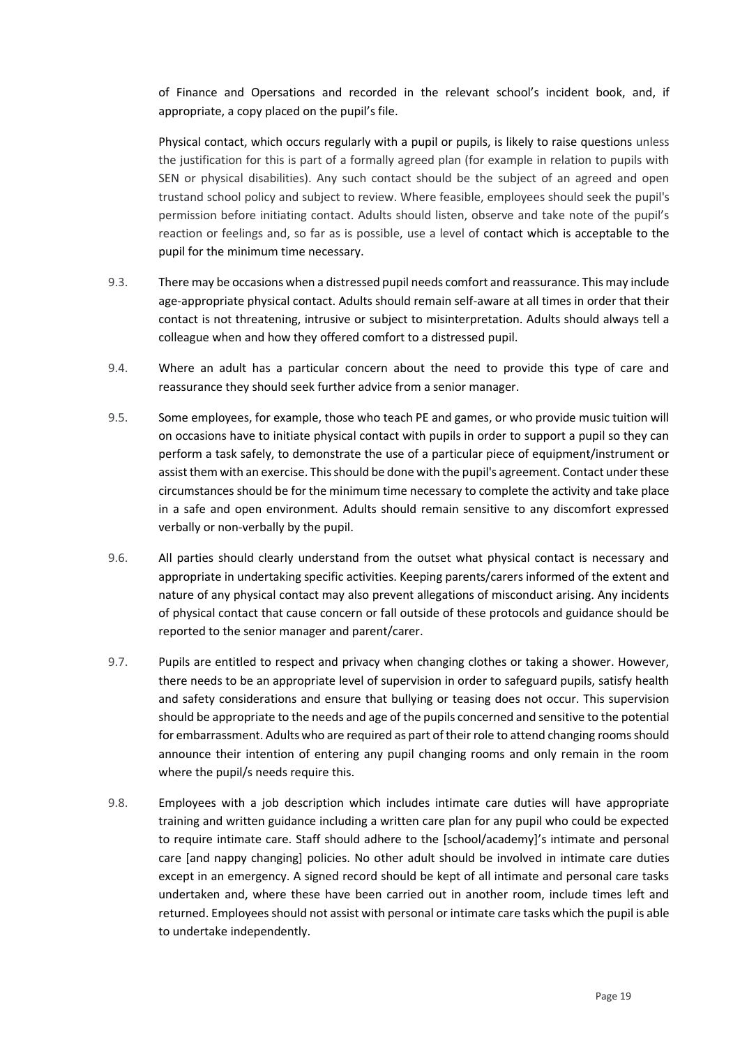of Finance and Opersations and recorded in the relevant school's incident book, and, if appropriate, a copy placed on the pupil's file.

Physical contact, which occurs regularly with a pupil or pupils, is likely to raise questions unless the justification for this is part of a formally agreed plan (for example in relation to pupils with SEN or physical disabilities). Any such contact should be the subject of an agreed and open trustand school policy and subject to review. Where feasible, employees should seek the pupil's permission before initiating contact. Adults should listen, observe and take note of the pupil's reaction or feelings and, so far as is possible, use a level of contact which is acceptable to the pupil for the minimum time necessary.

9.3. There may be occasions when a distressed pupil needs comfort and reassurance. This may include age-appropriate physical contact. Adults should remain self-aware at all times in order that their contact is not threatening, intrusive or subject to misinterpretation. Adults should always tell a colleague when and how they offered comfort to a distressed pupil.

9.4. Where an adult has a particular concern about the need to provide this type of care and reassurance they should seek further advice from a senior manager.

9.5. Some employees, for example, those who teach PE and games, or who provide music tuition will on occasions have to initiate physical contact with pupils in order to support a pupil so they can perform a task safely, to demonstrate the use of a particular piece of equipment/instrument or assist them with an exercise. This should be done with the pupil's agreement. Contact under these circumstances should be for the minimum time necessary to complete the activity and take place in a safe and open environment. Adults should remain sensitive to any discomfort expressed verbally or non-verbally by the pupil.

9.6. All parties should clearly understand from the outset what physical contact is necessary and appropriate in undertaking specific activities. Keeping parents/carers informed of the extent and nature of any physical contact may also prevent allegations of misconduct arising. Any incidents of physical contact that cause concern or fall outside of these protocols and guidance should be reported to the senior manager and parent/carer.

9.7. Pupils are entitled to respect and privacy when changing clothes or taking a shower. However, there needs to be an appropriate level of supervision in order to safeguard pupils, satisfy health and safety considerations and ensure that bullying or teasing does not occur. This supervision should be appropriate to the needs and age of the pupils concerned and sensitive to the potential for embarrassment. Adults who are required as part of their role to attend changing rooms should announce their intention of entering any pupil changing rooms and only remain in the room where the pupil/s needs require this.

9.8. Employees with a job description which includes intimate care duties will have appropriate training and written guidance including a written care plan for any pupil who could be expected to require intimate care. Staff should adhere to the [school/academy]'s intimate and personal care [and nappy changing] policies. No other adult should be involved in intimate care duties except in an emergency. A signed record should be kept of all intimate and personal care tasks undertaken and, where these have been carried out in another room, include times left and returned. Employees should not assist with personal or intimate care tasks which the pupil is able to undertake independently.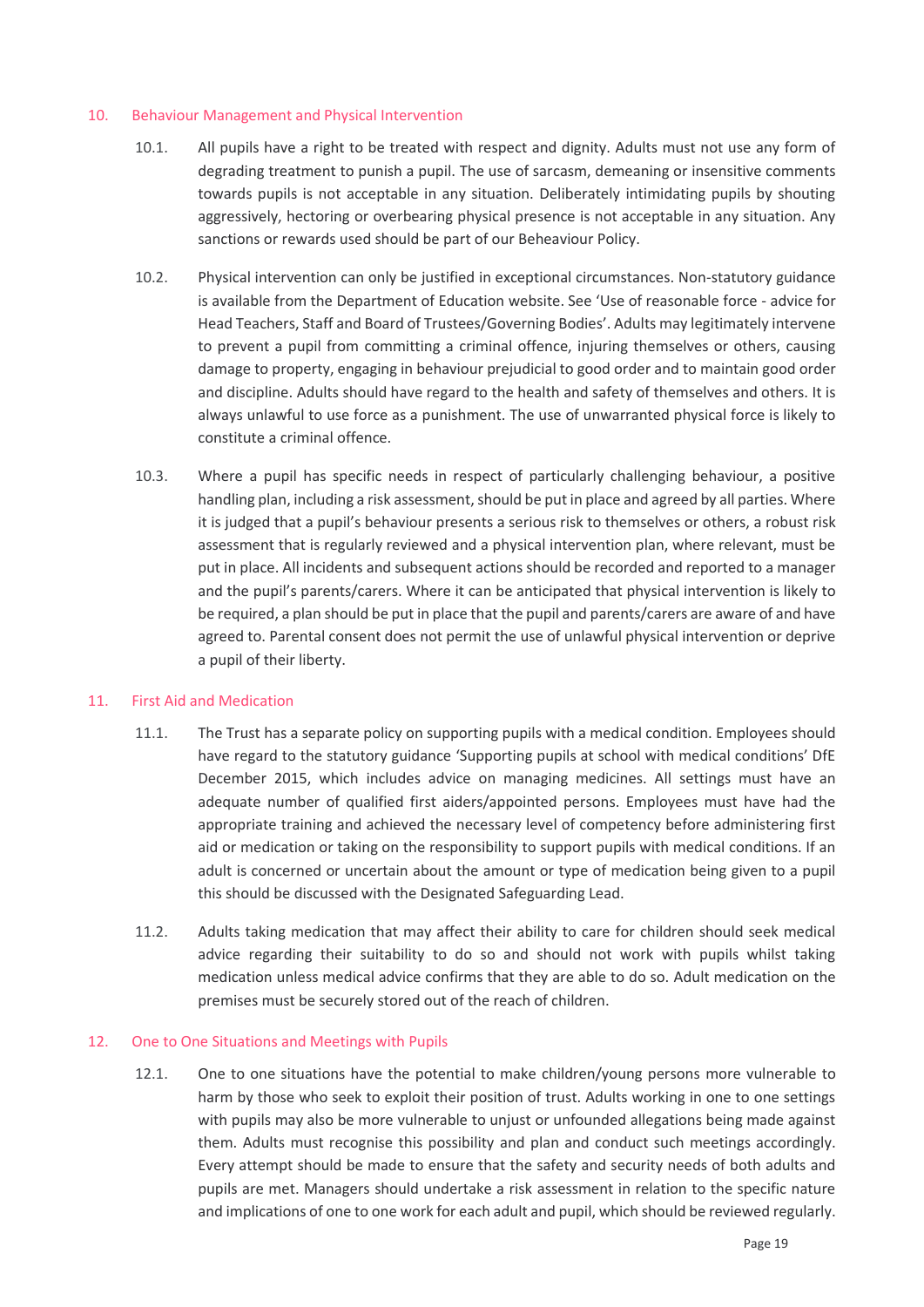## 10. Behaviour Management and Physical Intervention

10.1. All pupils have a right to be treated with respect and dignity. Adults must not use any form of degrading treatment to punish a pupil. The use of sarcasm, demeaning or insensitive comments towards pupils is not acceptable in any situation. Deliberately intimidating pupils by shouting aggressively, hectoring or overbearing physical presence is not acceptable in any situation. Any sanctions or rewards used should be part of our Beheaviour Policy.

10.2. Physical intervention can only be justified in exceptional circumstances. Non-statutory guidance is available from the Department of Education website. See 'Use of reasonable force - advice for Head Teachers, Staff and Board of Trustees/Governing Bodies'. Adults may legitimately intervene to prevent a pupil from committing a criminal offence, injuring themselves or others, causing damage to property, engaging in behaviour prejudicial to good order and to maintain good order and discipline. Adults should have regard to the health and safety of themselves and others. It is always unlawful to use force as a punishment. The use of unwarranted physical force is likely to constitute a criminal offence.

10.3. Where a pupil has specific needs in respect of particularly challenging behaviour, a positive handling plan, including a risk assessment, should be put in place and agreed by all parties. Where it is judged that a pupil's behaviour presents a serious risk to themselves or others, a robust risk assessment that is regularly reviewed and a physical intervention plan, where relevant, must be put in place. All incidents and subsequent actions should be recorded and reported to a manager and the pupil's parents/carers. Where it can be anticipated that physical intervention is likely to be required, a plan should be put in place that the pupil and parents/carers are aware of and have agreed to. Parental consent does not permit the use of unlawful physical intervention or deprive a pupil of their liberty.

## 11. First Aid and Medication

11.1. The Trust has a separate policy on supporting pupils with a medical condition. Employees should have regard to the statutory guidance 'Supporting pupils at school with medical conditions' DfE December 2015, which includes advice on managing medicines. All settings must have an adequate number of qualified first aiders/appointed persons. Employees must have had the appropriate training and achieved the necessary level of competency before administering first aid or medication or taking on the responsibility to support pupils with medical conditions. If an adult is concerned or uncertain about the amount or type of medication being given to a pupil this should be discussed with the Designated Safeguarding Lead.

11.2. Adults taking medication that may affect their ability to care for children should seek medical advice regarding their suitability to do so and should not work with pupils whilst taking medication unless medical advice confirms that they are able to do so. Adult medication on the premises must be securely stored out of the reach of children.

## 12. One to One Situations and Meetings with Pupils

12.1. One to one situations have the potential to make children/young persons more vulnerable to harm by those who seek to exploit their position of trust. Adults working in one to one settings with pupils may also be more vulnerable to unjust or unfounded allegations being made against them. Adults must recognise this possibility and plan and conduct such meetings accordingly. Every attempt should be made to ensure that the safety and security needs of both adults and pupils are met. Managers should undertake a risk assessment in relation to the specific nature and implications of one to one work for each adult and pupil, which should be reviewed regularly.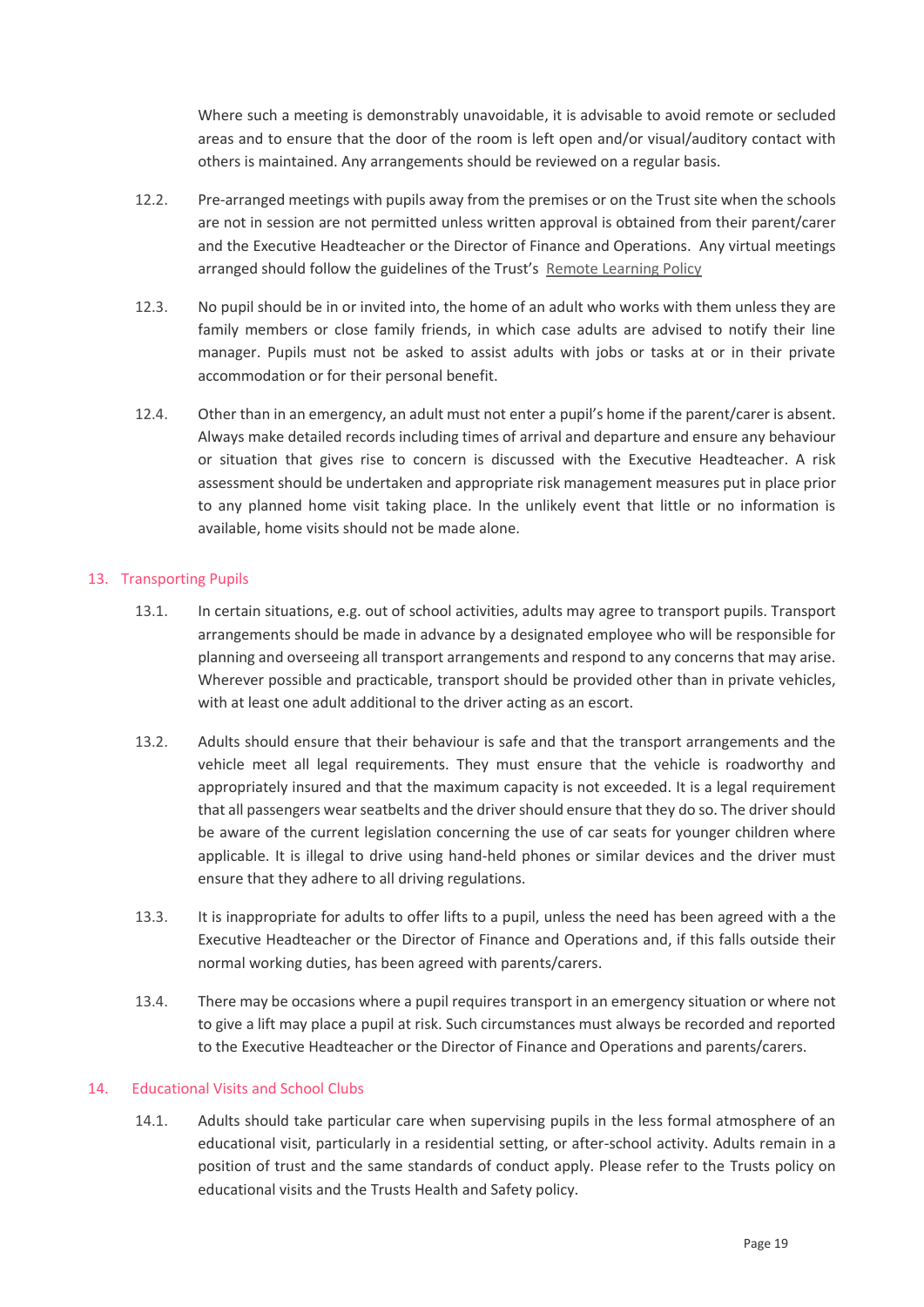Where such a meeting is demonstrably unavoidable, it is advisable to avoid remote or secluded areas and to ensure that the door of the room is left open and/or visual/auditory contact with others is maintained. Any arrangements should be reviewed on a regular basis.

12.2. Pre-arranged meetings with pupils away from the premises or on the Trust site when the schools are not in session are not permitted unless written approval is obtained from their parent/carer and the Executive Headteacher or the Director of Finance and Operations. Any virtual meetings arranged should follow the guidelines of the Trust's Remote Learning Policy

12.3. No pupil should be in or invited into, the home of an adult who works with them unless they are family members or close family friends, in which case adults are advised to notify their line manager. Pupils must not be asked to assist adults with jobs or tasks at or in their private accommodation or for their personal benefit.

12.4. Other than in an emergency, an adult must not enter a pupil's home if the parent/carer is absent. Always make detailed records including times of arrival and departure and ensure any behaviour or situation that gives rise to concern is discussed with the Executive Headteacher. A risk assessment should be undertaken and appropriate risk management measures put in place prior to any planned home visit taking place. In the unlikely event that little or no information is available, home visits should not be made alone.

## 13. Transporting Pupils

13.1. In certain situations, e.g. out of school activities, adults may agree to transport pupils. Transport arrangements should be made in advance by a designated employee who will be responsible for planning and overseeing all transport arrangements and respond to any concerns that may arise. Wherever possible and practicable, transport should be provided other than in private vehicles, with at least one adult additional to the driver acting as an escort.

13.2. Adults should ensure that their behaviour is safe and that the transport arrangements and the vehicle meet all legal requirements. They must ensure that the vehicle is roadworthy and appropriately insured and that the maximum capacity is not exceeded. It is a legal requirement that all passengers wear seatbelts and the driver should ensure that they do so. The driver should be aware of the current legislation concerning the use of car seats for younger children where applicable. It is illegal to drive using hand-held phones or similar devices and the driver must ensure that they adhere to all driving regulations.

13.3. It is inappropriate for adults to offer lifts to a pupil, unless the need has been agreed with a the Executive Headteacher or the Director of Finance and Operations and, if this falls outside their normal working duties, has been agreed with parents/carers.

13.4. There may be occasions where a pupil requires transport in an emergency situation or where not to give a lift may place a pupil at risk. Such circumstances must always be recorded and reported to the Executive Headteacher or the Director of Finance and Operations and parents/carers.

## 14. Educational Visits and School Clubs

14.1. Adults should take particular care when supervising pupils in the less formal atmosphere of an educational visit, particularly in a residential setting, or after-school activity. Adults remain in a position of trust and the same standards of conduct apply. Please refer to the Trusts policy on educational visits and the Trusts Health and Safety policy.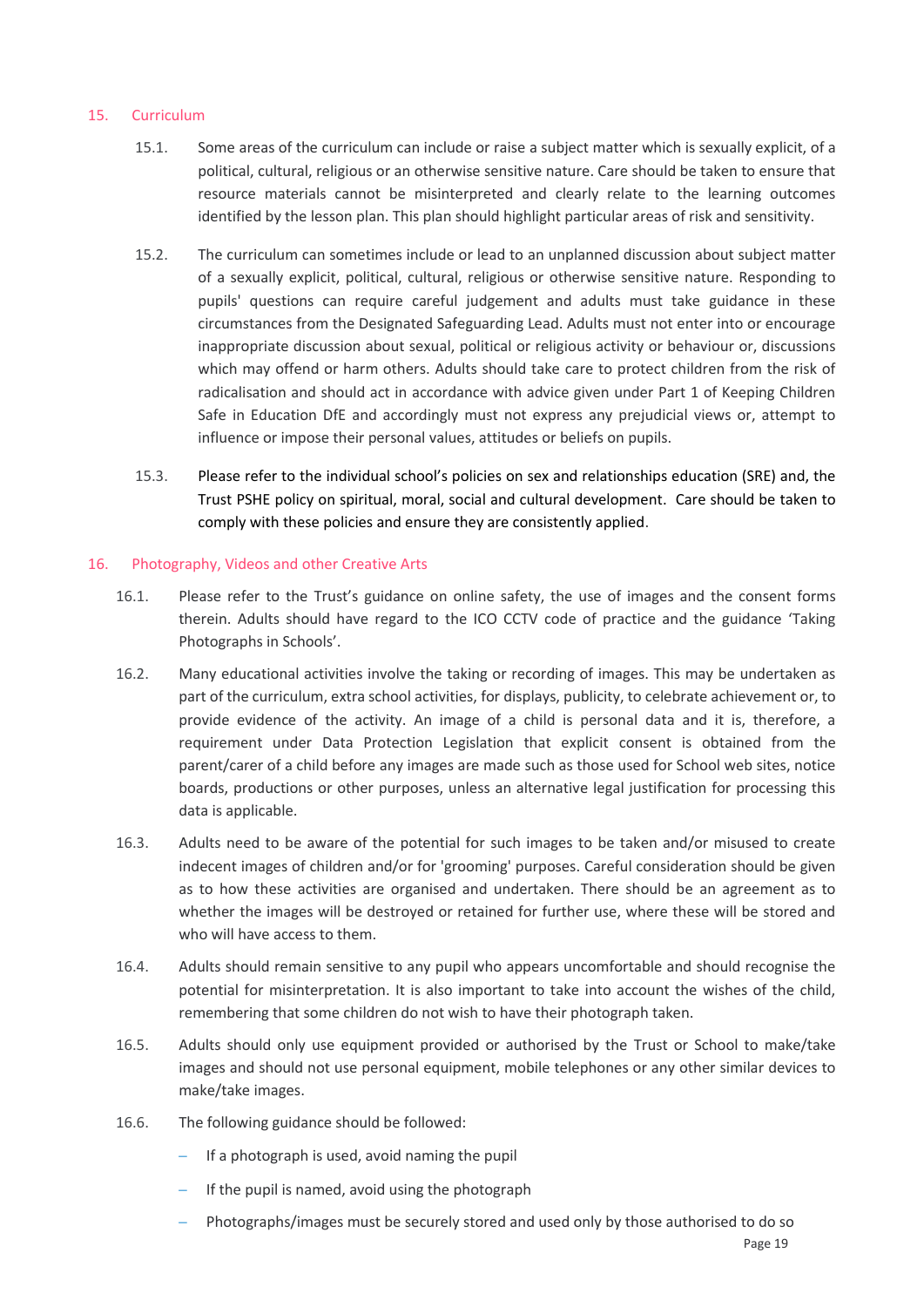## 15. Curriculum

15.1. Some areas of the curriculum can include or raise a subject matter which is sexually explicit, of a political, cultural, religious or an otherwise sensitive nature. Care should be taken to ensure that resource materials cannot be misinterpreted and clearly relate to the learning outcomes identified by the lesson plan. This plan should highlight particular areas of risk and sensitivity.

15.2. The curriculum can sometimes include or lead to an unplanned discussion about subject matter of a sexually explicit, political, cultural, religious or otherwise sensitive nature. Responding to pupils' questions can require careful judgement and adults must take guidance in these circumstances from the Designated Safeguarding Lead. Adults must not enter into or encourage inappropriate discussion about sexual, political or religious activity or behaviour or, discussions which may offend or harm others. Adults should take care to protect children from the risk of radicalisation and should act in accordance with advice given under Part 1 of Keeping Children Safe in Education DfE and accordingly must not express any prejudicial views or, attempt to influence or impose their personal values, attitudes or beliefs on pupils.

15.3. Please refer to the individual school's policies on sex and relationships education (SRE) and, the Trust PSHE policy on spiritual, moral, social and cultural development. Care should be taken to comply with these policies and ensure they are consistently applied.

## 16. Photography, Videos and other Creative Arts

16.1. Please refer to the Trust's guidance on online safety, the use of images and the consent forms therein. Adults should have regard to the ICO CCTV code of practice and the guidance 'Taking Photographs in Schools'.

16.2. Many educational activities involve the taking or recording of images. This may be undertaken as part of the curriculum, extra school activities, for displays, publicity, to celebrate achievement or, to provide evidence of the activity. An image of a child is personal data and it is, therefore, a requirement under Data Protection Legislation that explicit consent is obtained from the parent/carer of a child before any images are made such as those used for School web sites, notice boards, productions or other purposes, unless an alternative legal justification for processing this data is applicable.

16.3. Adults need to be aware of the potential for such images to be taken and/or misused to create indecent images of children and/or for 'grooming' purposes. Careful consideration should be given as to how these activities are organised and undertaken. There should be an agreement as to whether the images will be destroyed or retained for further use, where these will be stored and who will have access to them.

16.4. Adults should remain sensitive to any pupil who appears uncomfortable and should recognise the potential for misinterpretation. It is also important to take into account the wishes of the child, remembering that some children do not wish to have their photograph taken.

16.5. Adults should only use equipment provided or authorised by the Trust or School to make/take images and should not use personal equipment, mobile telephones or any other similar devices to make/take images.

16.6. The following guidance should be followed:

- If a photograph is used, avoid naming the pupil
- If the pupil is named, avoid using the photograph
- Photographs/images must be securely stored and used only by those authorised to do so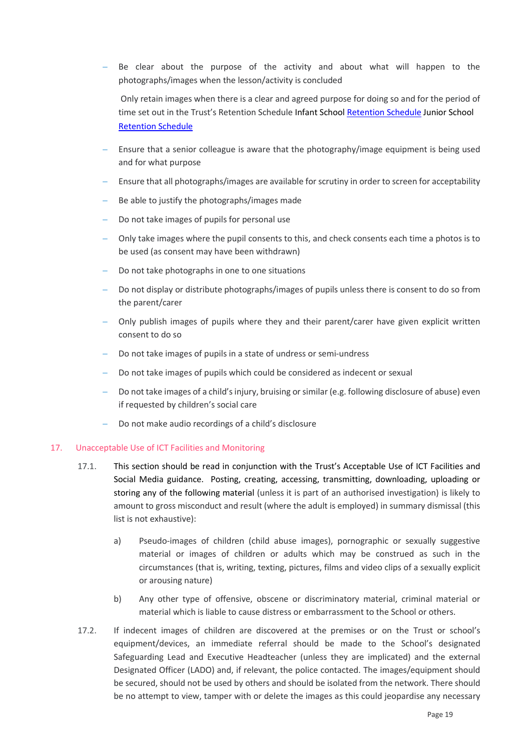- Be clear about the purpose of the activity and about what will happen to the photographs/images when the lesson/activity is concluded

  Only retain images when there is a clear and agreed purpose for doing so and for the period of time set out in the Trust's Retention Schedule Infant School Retention Schedule Junior School Retention Schedule

- Ensure that a senior colleague is aware that the photography/image equipment is being used and for what purpose
- Ensure that all photographs/images are available for scrutiny in order to screen for acceptability
- Be able to justify the photographs/images made
- Do not take images of pupils for personal use
- Only take images where the pupil consents to this, and check consents each time a photos is to be used (as consent may have been withdrawn)
- Do not take photographs in one to one situations
- Do not display or distribute photographs/images of pupils unless there is consent to do so from the parent/carer
- Only publish images of pupils where they and their parent/carer have given explicit written consent to do so
- Do not take images of pupils in a state of undress or semi-undress
- Do not take images of pupils which could be considered as indecent or sexual
- Do not take images of a child's injury, bruising or similar (e.g. following disclosure of abuse) even if requested by children's social care
- Do not make audio recordings of a child's disclosure

## 17. Unacceptable Use of ICT Facilities and Monitoring

17.1. This section should be read in conjunction with the Trust's Acceptable Use of ICT Facilities and Social Media guidance. Posting, creating, accessing, transmitting, downloading, uploading or storing any of the following material (unless it is part of an authorised investigation) is likely to amount to gross misconduct and result (where the adult is employed) in summary dismissal (this list is not exhaustive):

a) Pseudo-images of children (child abuse images), pornographic or sexually suggestive material or images of children or adults which may be construed as such in the circumstances (that is, writing, texting, pictures, films and video clips of a sexually explicit or arousing nature)

b) Any other type of offensive, obscene or discriminatory material, criminal material or material which is liable to cause distress or embarrassment to the School or others.

17.2. If indecent images of children are discovered at the premises or on the Trust or school's equipment/devices, an immediate referral should be made to the School's designated Safeguarding Lead and Executive Headteacher (unless they are implicated) and the external Designated Officer (LADO) and, if relevant, the police contacted. The images/equipment should be secured, should not be used by others and should be isolated from the network. There should be no attempt to view, tamper with or delete the images as this could jeopardise any necessary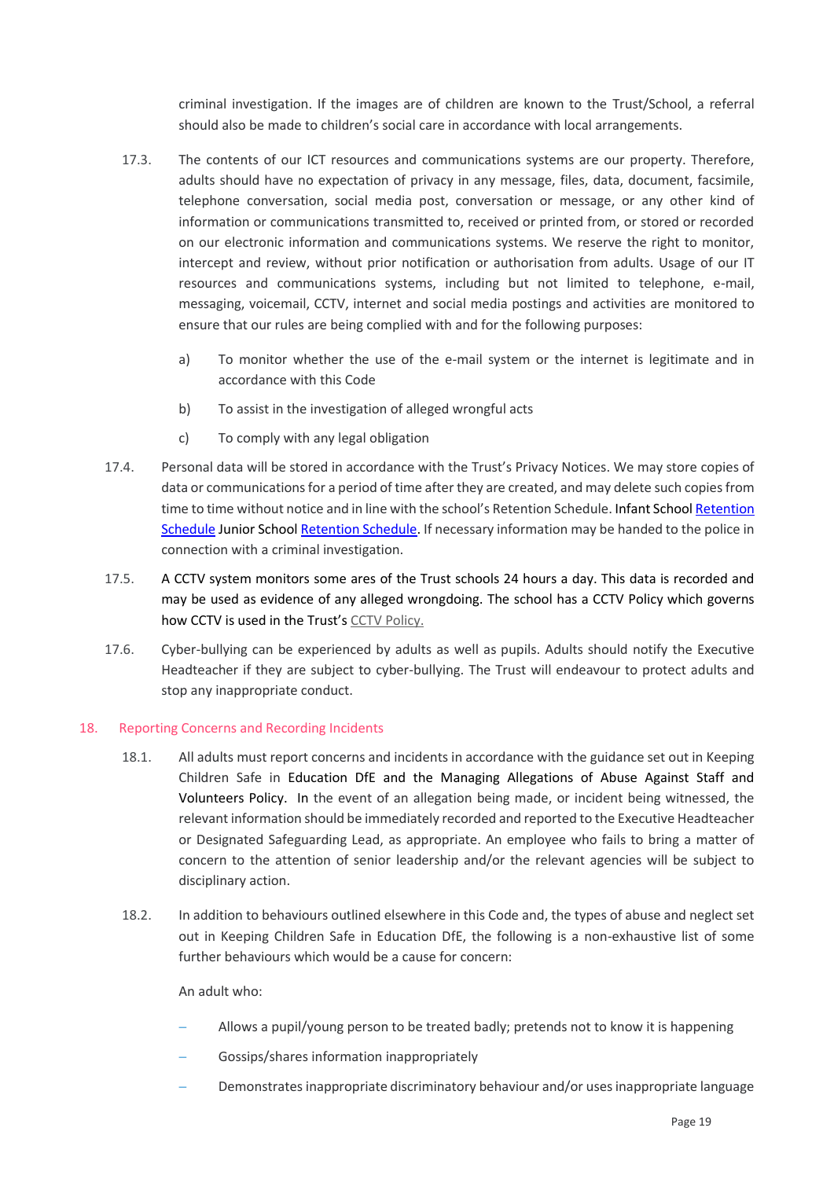criminal investigation. If the images are of children are known to the Trust/School, a referral should also be made to children's social care in accordance with local arrangements.

17.3. The contents of our ICT resources and communications systems are our property. Therefore, adults should have no expectation of privacy in any message, files, data, document, facsimile, telephone conversation, social media post, conversation or message, or any other kind of information or communications transmitted to, received or printed from, or stored or recorded on our electronic information and communications systems. We reserve the right to monitor, intercept and review, without prior notification or authorisation from adults. Usage of our IT resources and communications systems, including but not limited to telephone, e-mail, messaging, voicemail, CCTV, internet and social media postings and activities are monitored to ensure that our rules are being complied with and for the following purposes:

a) To monitor whether the use of the e-mail system or the internet is legitimate and in accordance with this Code

b) To assist in the investigation of alleged wrongful acts

c) To comply with any legal obligation

17.4. Personal data will be stored in accordance with the Trust's Privacy Notices. We may store copies of data or communications for a period of time after they are created, and may delete such copies from time to time without notice and in line with the school's Retention Schedule. Infant School Retention Schedule Junior School Retention Schedule. If necessary information may be handed to the police in connection with a criminal investigation.

17.5. A CCTV system monitors some ares of the Trust schools 24 hours a day. This data is recorded and may be used as evidence of any alleged wrongdoing. The school has a CCTV Policy which governs how CCTV is used in the Trust's CCTV Policy.

17.6. Cyber-bullying can be experienced by adults as well as pupils. Adults should notify the Executive Headteacher if they are subject to cyber-bullying. The Trust will endeavour to protect adults and stop any inappropriate conduct.

## 18. Reporting Concerns and Recording Incidents

18.1. All adults must report concerns and incidents in accordance with the guidance set out in Keeping Children Safe in Education DfE and the Managing Allegations of Abuse Against Staff and Volunteers Policy. In the event of an allegation being made, or incident being witnessed, the relevant information should be immediately recorded and reported to the Executive Headteacher or Designated Safeguarding Lead, as appropriate. An employee who fails to bring a matter of concern to the attention of senior leadership and/or the relevant agencies will be subject to disciplinary action.

18.2. In addition to behaviours outlined elsewhere in this Code and, the types of abuse and neglect set out in Keeping Children Safe in Education DfE, the following is a non-exhaustive list of some further behaviours which would be a cause for concern:

An adult who:

- Allows a pupil/young person to be treated badly; pretends not to know it is happening
- Gossips/shares information inappropriately
- Demonstrates inappropriate discriminatory behaviour and/or uses inappropriate language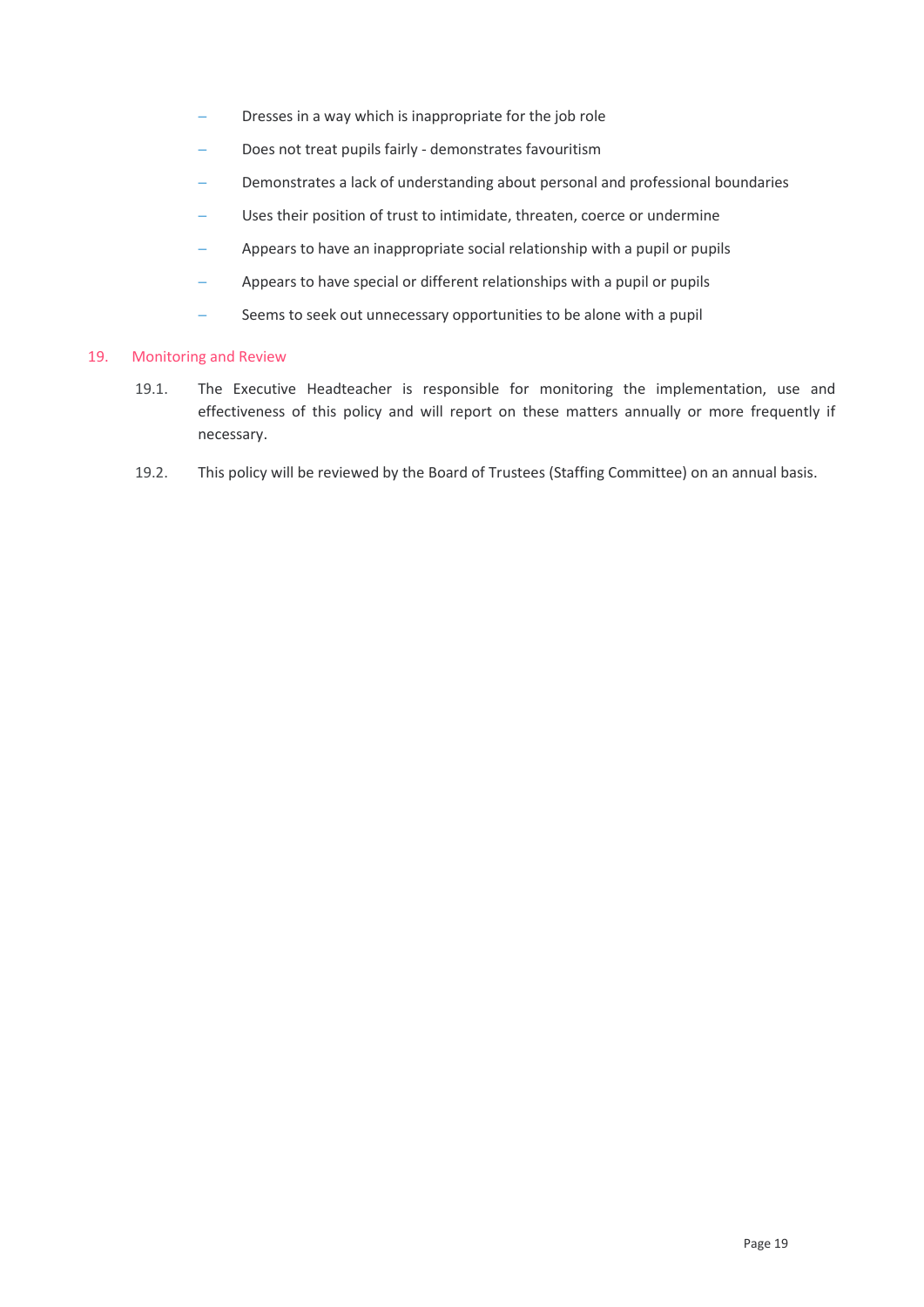- Dresses in a way which is inappropriate for the job role
- Does not treat pupils fairly - demonstrates favouritism
- Demonstrates a lack of understanding about personal and professional boundaries
- Uses their position of trust to intimidate, threaten, coerce or undermine
- Appears to have an inappropriate social relationship with a pupil or pupils
- Appears to have special or different relationships with a pupil or pupils
- Seems to seek out unnecessary opportunities to be alone with a pupil

## 19. Monitoring and Review

19.1. The Executive Headteacher is responsible for monitoring the implementation, use and effectiveness of this policy and will report on these matters annually or more frequently if necessary.

19.2. This policy will be reviewed by the Board of Trustees (Staffing Committee) on an annual basis.